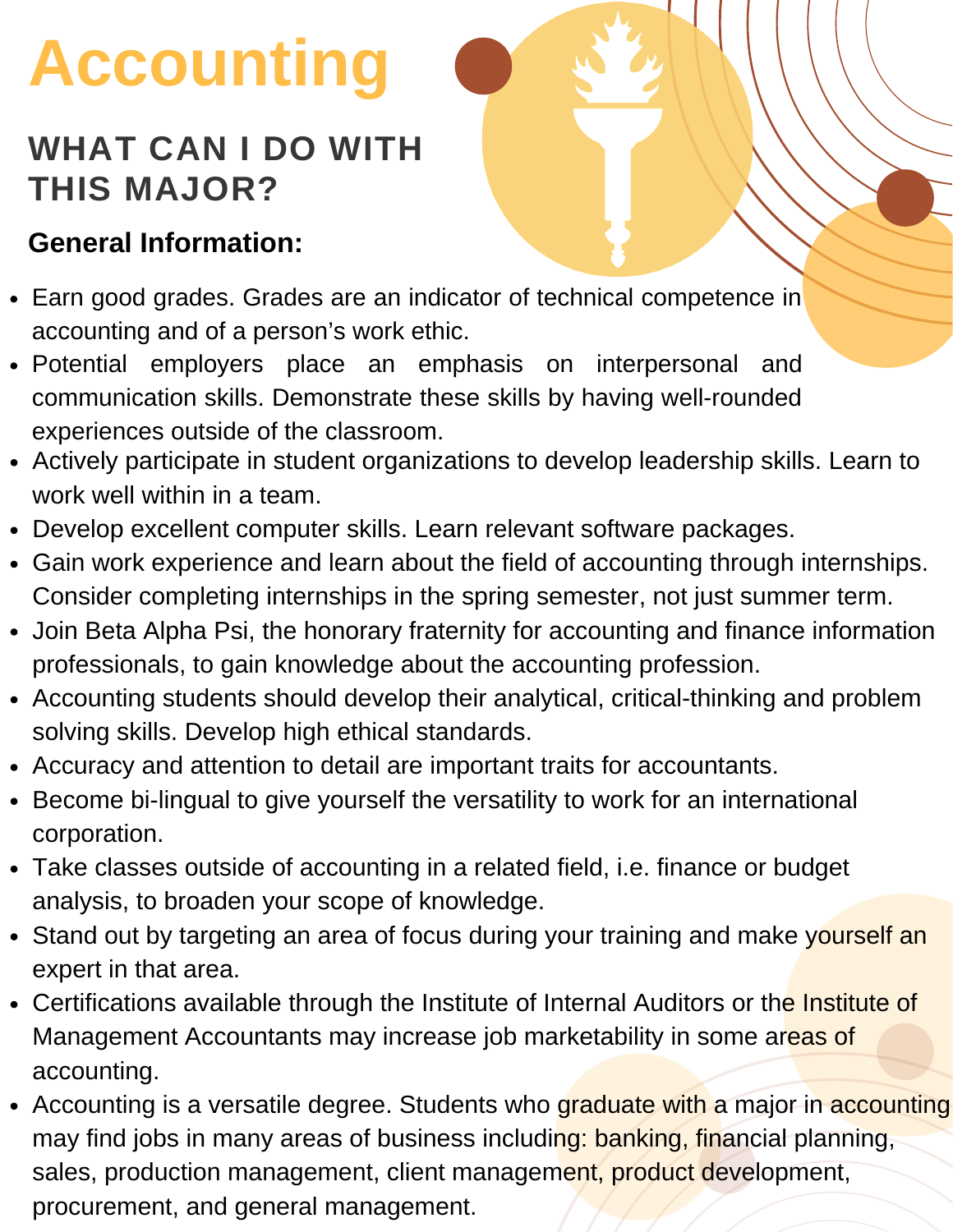# Accounting

## WHAT CAN I DO WITH THIS MAJOR?

### General Information:

- Earn good grades. Grades are an indicator of technical competence in accounting and of a person's work ethic.
- Potential employers place an emphasis on interpersonal and communication skills. Demonstrate these skills by having well-rounded experiences outside of the classroom.
- Actively participate in student organizations to develop leadership skills. Learn to work well within in a team.
- Develop excellent computer skills. Learn relevant software packages.
- Gain work experience and learn about the field of accounting through internships. Consider completing internships in the spring semester, not just summer term.
- Join Beta Alpha Psi, the honorary fraternity for accounting and finance information professionals, to gain knowledge about the accounting profession.
- Accounting students should develop their analytical, critical-thinking and problem solving skills. Develop high ethical standards.
- Accuracy and attention to detail are important traits for accountants.
- Become bi-lingual to give yourself the versatility to work for an international corporation.
- Take classes outside of accounting in a related field, i.e. finance or budget analysis, to broaden your scope of knowledge.
- Stand out by targeting an area of focus during your training and make yourself an expert in that area.
- Certifications available through the Institute of Internal Auditors or the Institute of Management Accountants may increase job marketability in some areas of accounting.
- Accounting is a versatile degree. Students who graduate with a major in accounting may find jobs in many areas of business including: banking, financial planning, sales, production management, client management, product development, procurement, and general management.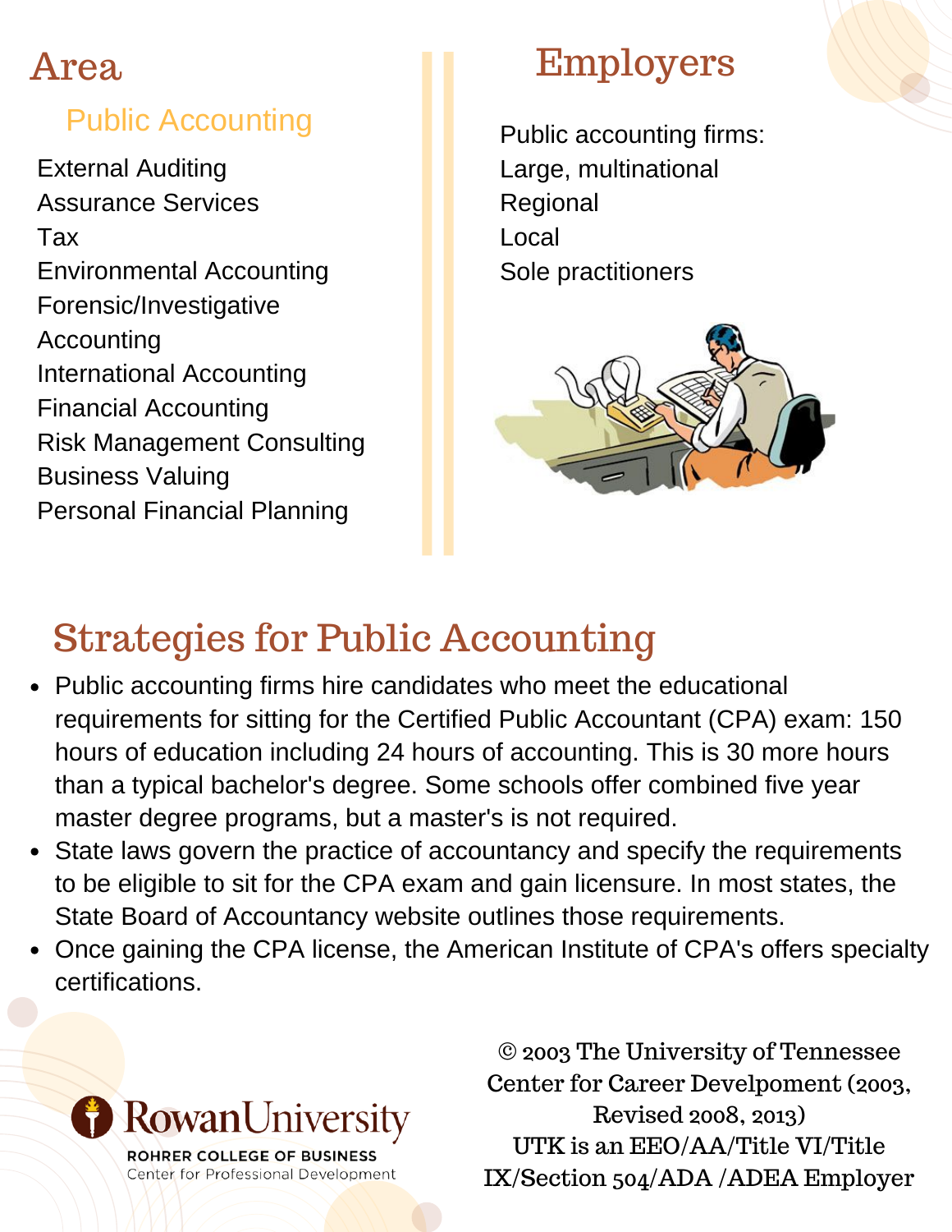## Area

### Public Accounting

External Auditing
Assurance Services
Tax
Environmental Accounting
Forensic/Investigative Accounting
International Accounting
Financial Accounting
Risk Management Consulting
Business Valuing
Personal Financial Planning

## Employers

Public accounting firms:
Large, multinational
Regional
Local
Sole practitioners

## Strategies for Public Accounting

- Public accounting firms hire candidates who meet the educational requirements for sitting for the Certified Public Accountant (CPA) exam: 150 hours of education including 24 hours of accounting. This is 30 more hours than a typical bachelor's degree. Some schools offer combined five year master degree programs, but a master's is not required.
- State laws govern the practice of accountancy and specify the requirements to be eligible to sit for the CPA exam and gain licensure. In most states, the State Board of Accountancy website outlines those requirements.
- Once gaining the CPA license, the American Institute of CPA's offers specialty certifications.

Rowan University
ROHRER COLLEGE OF BUSINESS
Center for Professional Development

© 2003 The University of Tennessee Center for Career Develpoment (2003, Revised 2008, 2013)
UTK is an EEO/AA/Title VI/Title IX/Section 504/ADA /ADEA Employer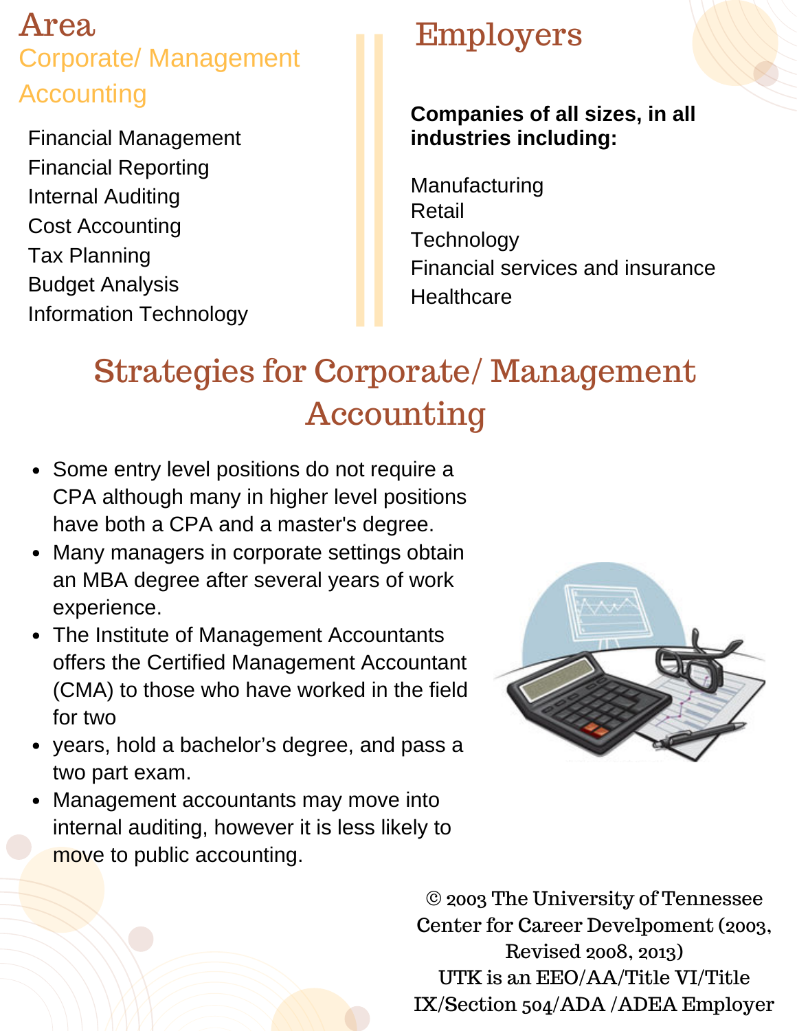## Area

### Corporate/ Management Accounting

Financial Management
Financial Reporting
Internal Auditing
Cost Accounting
Tax Planning
Budget Analysis
Information Technology

## Employers

**Companies of all sizes, in all industries including:**

Manufacturing
Retail
Technology
Financial services and insurance
Healthcare

## Strategies for Corporate/ Management Accounting

- Some entry level positions do not require a CPA although many in higher level positions have both a CPA and a master's degree.
- Many managers in corporate settings obtain an MBA degree after several years of work experience.
- The Institute of Management Accountants offers the Certified Management Accountant (CMA) to those who have worked in the field for two
- years, hold a bachelor's degree, and pass a two part exam.
- Management accountants may move into internal auditing, however it is less likely to move to public accounting.

© 2003 The University of Tennessee Center for Career Develpoment (2003, Revised 2008, 2013)
UTK is an EEO/AA/Title VI/Title IX/Section 504/ADA /ADEA Employer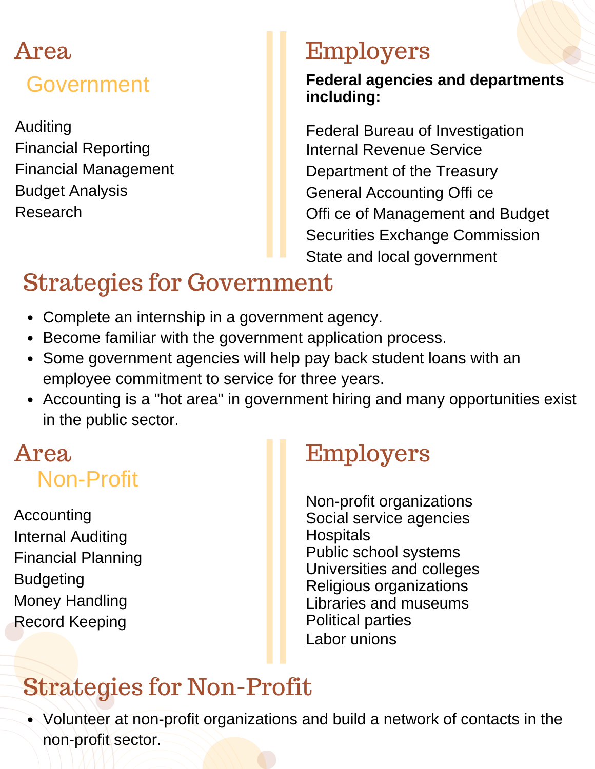## Area

### Government

Auditing
Financial Reporting
Financial Management
Budget Analysis
Research

## Employers

**Federal agencies and departments including:**

Federal Bureau of Investigation
Internal Revenue Service
Department of the Treasury
General Accounting Offi ce
Offi ce of Management and Budget
Securities Exchange Commission
State and local government

## Strategies for Government

- Complete an internship in a government agency.
- Become familiar with the government application process.
- Some government agencies will help pay back student loans with an employee commitment to service for three years.
- Accounting is a "hot area" in government hiring and many opportunities exist in the public sector.

## Area

### Non-Profit

Accounting
Internal Auditing
Financial Planning
Budgeting
Money Handling
Record Keeping

## Employers

Non-profit organizations
Social service agencies
Hospitals
Public school systems
Universities and colleges
Religious organizations
Libraries and museums
Political parties
Labor unions

## Strategies for Non-Profit

- Volunteer at non-profit organizations and build a network of contacts in the non-profit sector.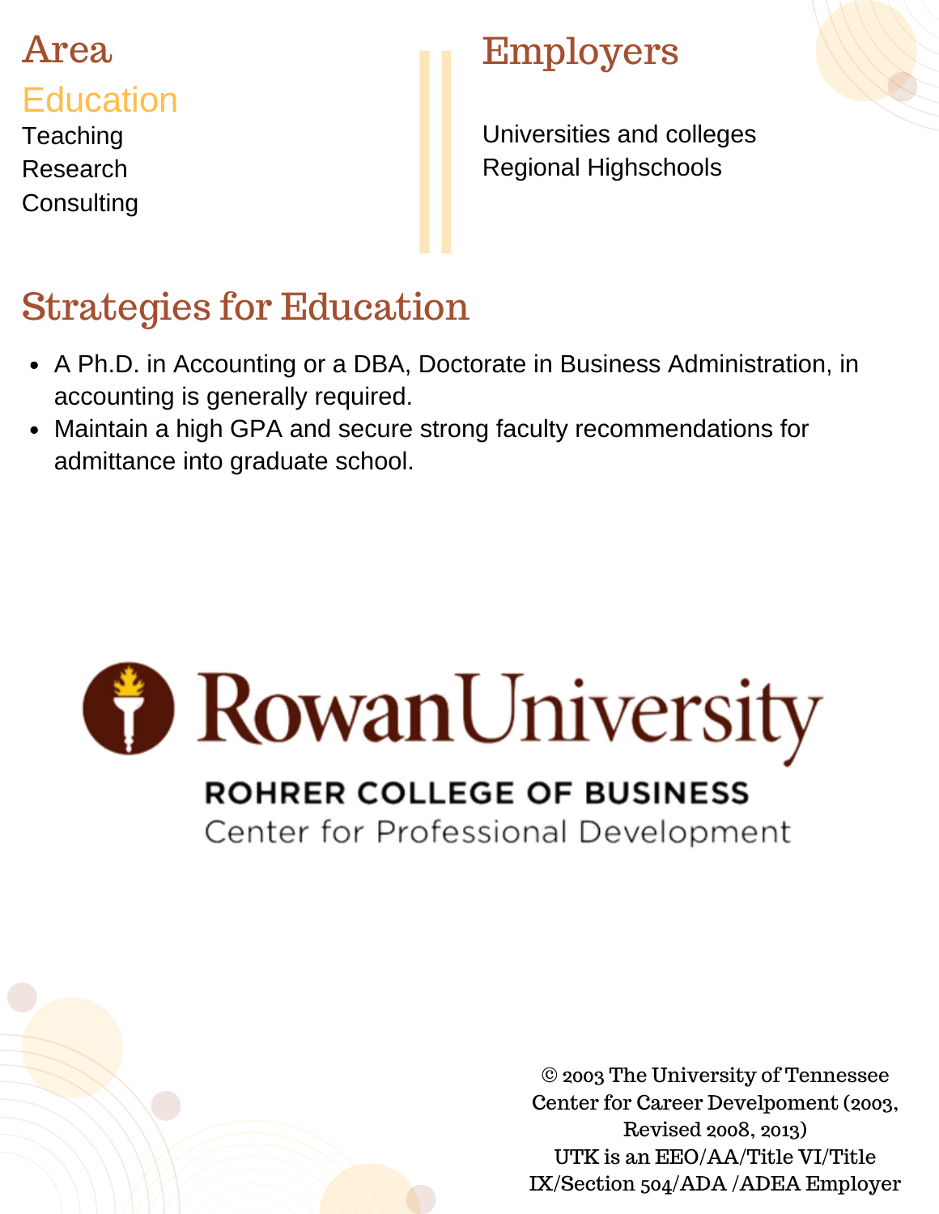## Area

### Education

Teaching
Research
Consulting

## Employers

Universities and colleges
Regional Highschools

## Strategies for Education

- A Ph.D. in Accounting or a DBA, Doctorate in Business Administration, in accounting is generally required.
- Maintain a high GPA and secure strong faculty recommendations for admittance into graduate school.

Rowan University
ROHRER COLLEGE OF BUSINESS
Center for Professional Development

© 2003 The University of Tennessee Center for Career Develpoment (2003, Revised 2008, 2013)
UTK is an EEO/AA/Title VI/Title IX/Section 504/ADA /ADEA Employer